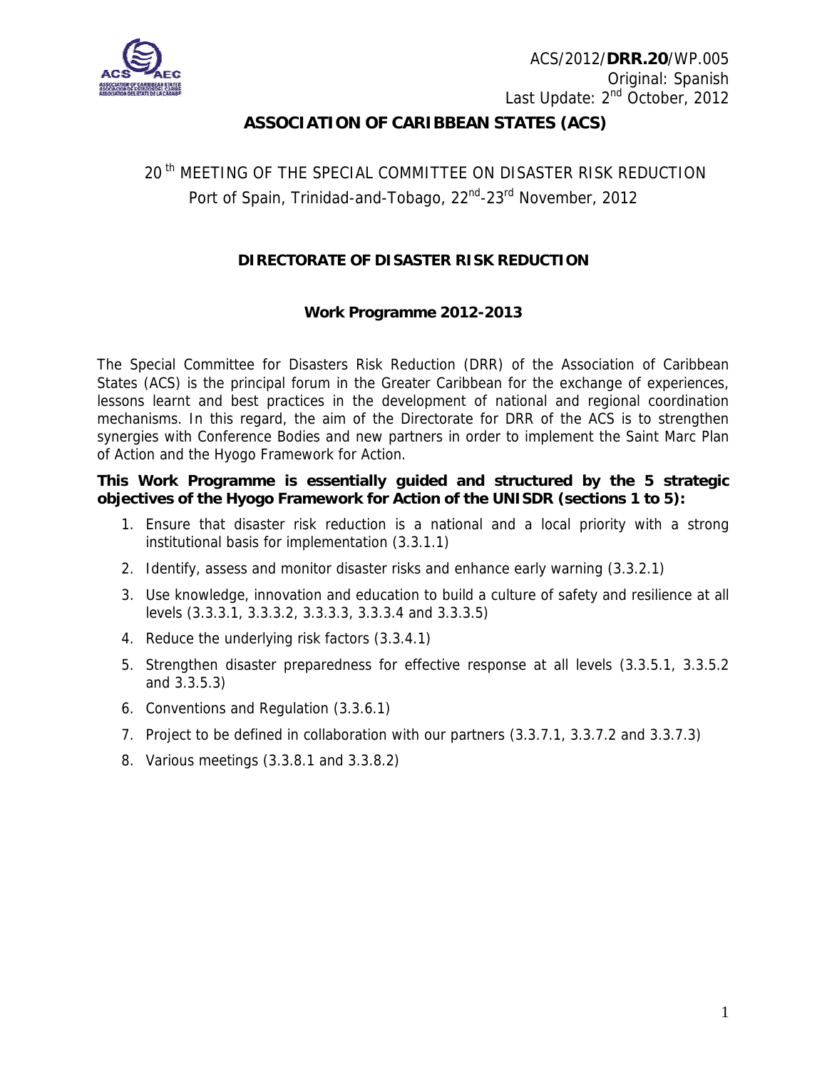ACS/2012/**DRR.20**/WP.005
Original: Spanish
Last Update: 2nd October, 2012

# ASSOCIATION OF CARIBBEAN STATES (ACS)

## 20th MEETING OF THE SPECIAL COMMITTEE ON DISASTER RISK REDUCTION
Port of Spain, Trinidad-and-Tobago, 22nd-23rd November, 2012

### DIRECTORATE OF DISASTER RISK REDUCTION

### Work Programme 2012-2013

The Special Committee for Disasters Risk Reduction (DRR) of the Association of Caribbean States (ACS) is the principal forum in the Greater Caribbean for the exchange of experiences, lessons learnt and best practices in the development of national and regional coordination mechanisms. In this regard, the aim of the Directorate for DRR of the ACS is to strengthen synergies with Conference Bodies and new partners in order to implement the Saint Marc Plan of Action and the Hyogo Framework for Action.

**This Work Programme is essentially guided and structured by the 5 strategic objectives of the Hyogo Framework for Action of the UNISDR (sections 1 to 5):**

1. Ensure that disaster risk reduction is a national and a local priority with a strong institutional basis for implementation (3.3.1.1)
2. Identify, assess and monitor disaster risks and enhance early warning (3.3.2.1)
3. Use knowledge, innovation and education to build a culture of safety and resilience at all levels (3.3.3.1, 3.3.3.2, 3.3.3.3, 3.3.3.4 and 3.3.3.5)
4. Reduce the underlying risk factors (3.3.4.1)
5. Strengthen disaster preparedness for effective response at all levels (3.3.5.1, 3.3.5.2 and 3.3.5.3)
6. Conventions and Regulation (3.3.6.1)
7. Project to be defined in collaboration with our partners (3.3.7.1, 3.3.7.2 and 3.3.7.3)
8. Various meetings (3.3.8.1 and 3.3.8.2)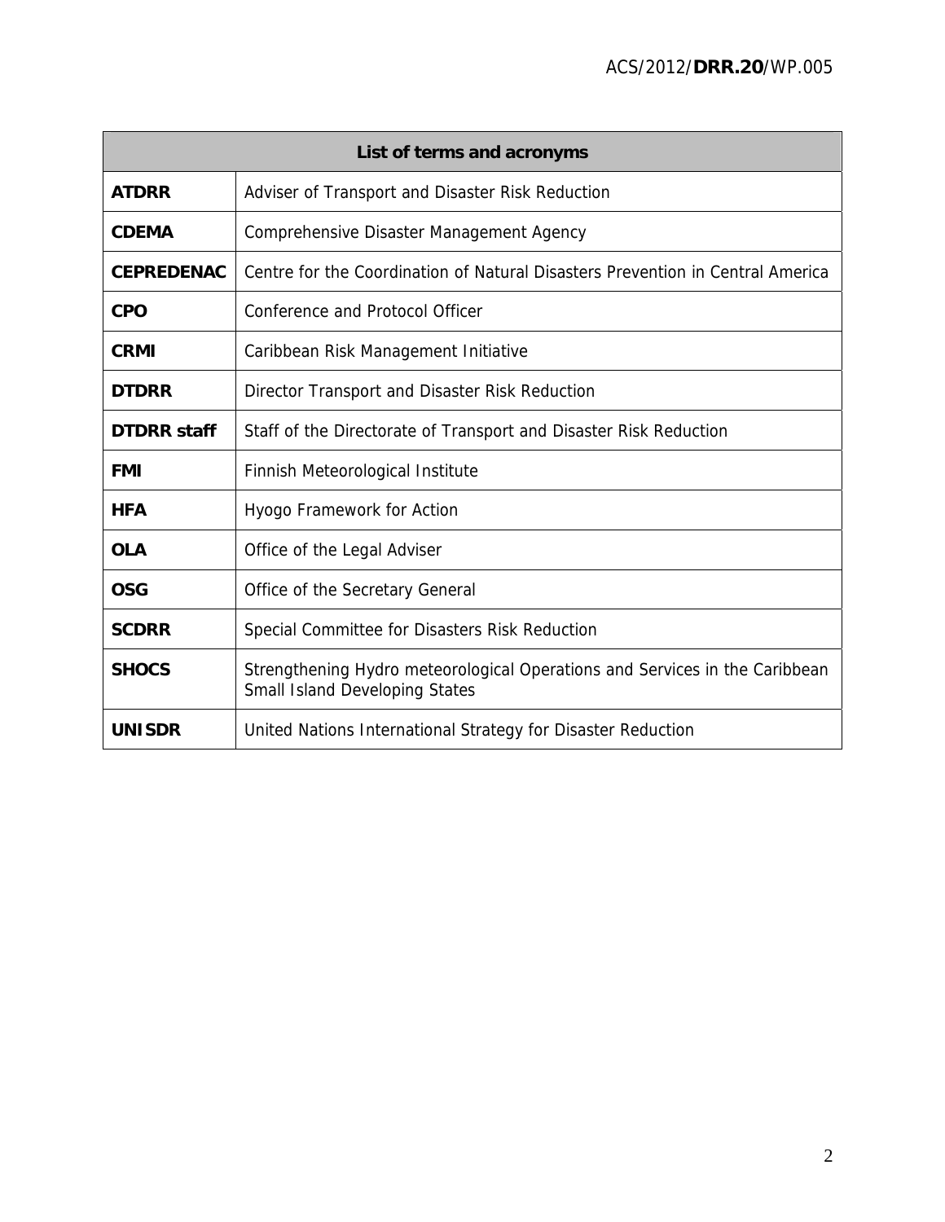| List of terms and acronyms | |
|---|---|
| **ATDRR** | Adviser of Transport and Disaster Risk Reduction |
| **CDEMA** | Comprehensive Disaster Management Agency |
| **CEPREDENAC** | Centre for the Coordination of Natural Disasters Prevention in Central America |
| **CPO** | Conference and Protocol Officer |
| **CRMI** | Caribbean Risk Management Initiative |
| **DTDRR** | Director Transport and Disaster Risk Reduction |
| **DTDRR staff** | Staff of the Directorate of Transport and Disaster Risk Reduction |
| **FMI** | Finnish Meteorological Institute |
| **HFA** | Hyogo Framework for Action |
| **OLA** | Office of the Legal Adviser |
| **OSG** | Office of the Secretary General |
| **SCDRR** | Special Committee for Disasters Risk Reduction |
| **SHOCS** | Strengthening Hydro meteorological Operations and Services in the Caribbean Small Island Developing States |
| **UNISDR** | United Nations International Strategy for Disaster Reduction |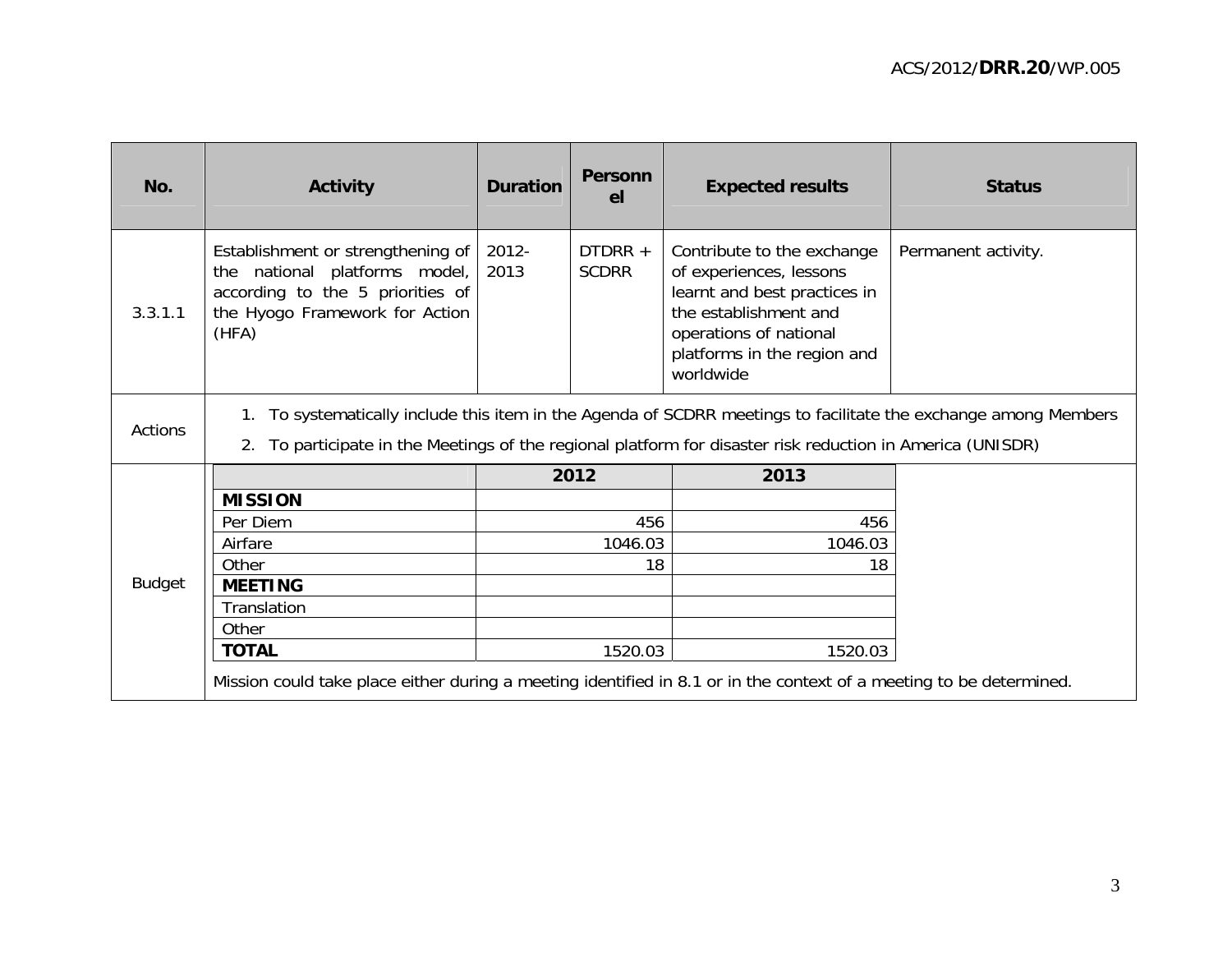| No. | Activity | Duration | Personnel | Expected results | Status |
|---|---|---|---|---|---|
| 3.3.1.1 | Establishment or strengthening of the national platforms model, according to the 5 priorities of the Hyogo Framework for Action (HFA) | 2012-2013 | DTDRR + SCDRR | Contribute to the exchange of experiences, lessons learnt and best practices in the establishment and operations of national platforms in the region and worldwide | Permanent activity. |

**Actions**

1. To systematically include this item in the Agenda of SCDRR meetings to facilitate the exchange among Members
2. To participate in the Meetings of the regional platform for disaster risk reduction in America (UNISDR)

**Budget**

| | 2012 | 2013 |
|---|---|---|
| **MISSION** | | |
| Per Diem | 456 | 456 |
| Airfare | 1046.03 | 1046.03 |
| Other | 18 | 18 |
| **MEETING** | | |
| Translation | | |
| Other | | |
| **TOTAL** | 1520.03 | 1520.03 |

Mission could take place either during a meeting identified in 8.1 or in the context of a meeting to be determined.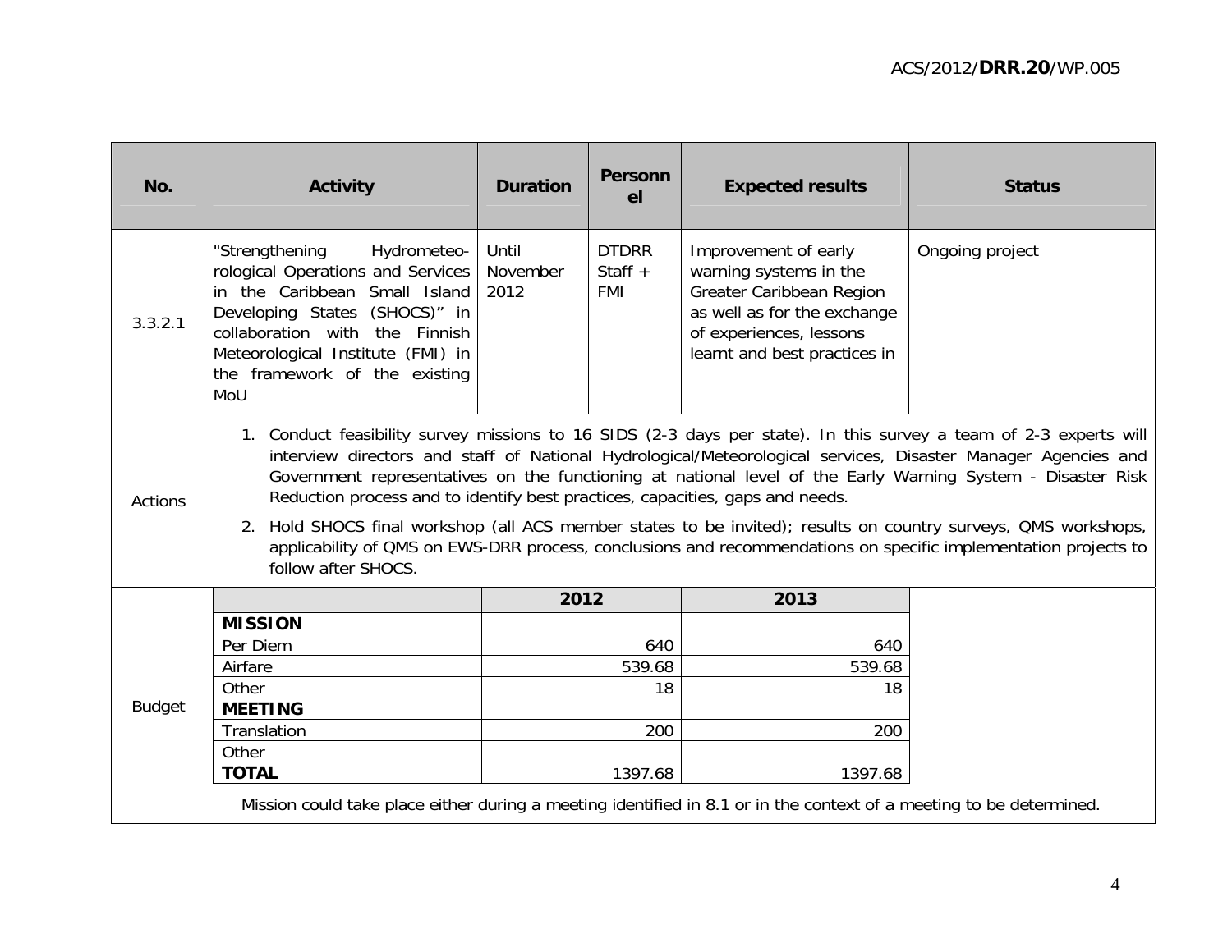| No. | Activity | Duration | Personnel | Expected results | Status |
|---|---|---|---|---|---|
| 3.3.2.1 | "Strengthening Hydrometeorological Operations and Services in the Caribbean Small Island Developing States (SHOCS)" in collaboration with the Finnish Meteorological Institute (FMI) in the framework of the existing MoU | Until November 2012 | DTDRR Staff + FMI | Improvement of early warning systems in the Greater Caribbean Region as well as for the exchange of experiences, lessons learnt and best practices in | Ongoing project |
| Actions | 1. Conduct feasibility survey missions to 16 SIDS (2-3 days per state). In this survey a team of 2-3 experts will interview directors and staff of National Hydrological/Meteorological services, Disaster Manager Agencies and Government representatives on the functioning at national level of the Early Warning System - Disaster Risk Reduction process and to identify best practices, capacities, gaps and needs.<br>2. Hold SHOCS final workshop (all ACS member states to be invited); results on country surveys, QMS workshops, applicability of QMS on EWS-DRR process, conclusions and recommendations on specific implementation projects to follow after SHOCS. | | | | |

**Budget**

| | 2012 | 2013 |
|---|---|---|
| **MISSION** | | |
| Per Diem | 640 | 640 |
| Airfare | 539.68 | 539.68 |
| Other | 18 | 18 |
| **MEETING** | | |
| Translation | 200 | 200 |
| Other | | |
| **TOTAL** | 1397.68 | 1397.68 |

Mission could take place either during a meeting identified in 8.1 or in the context of a meeting to be determined.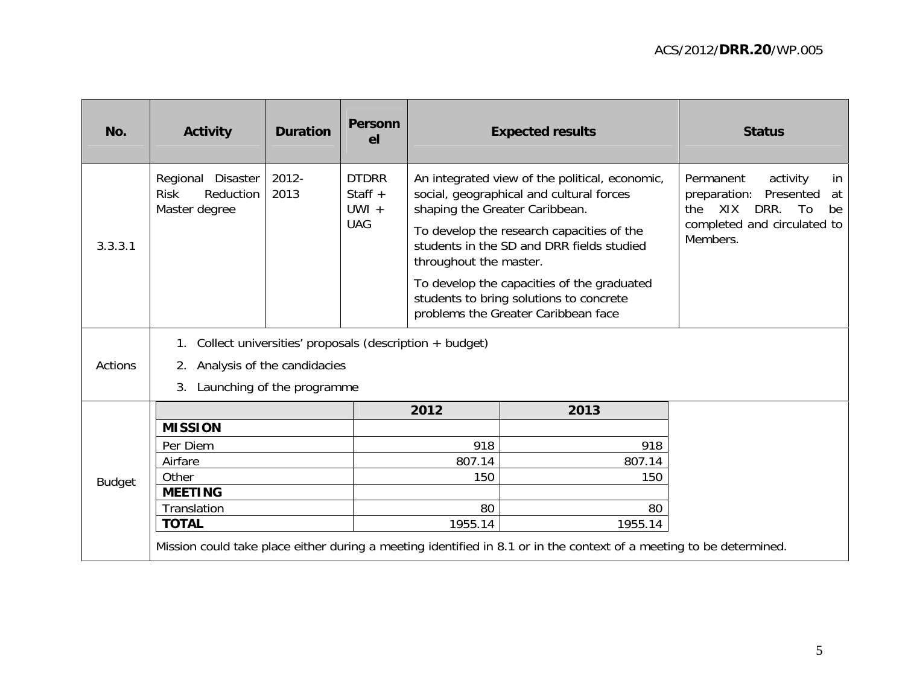| No. | Activity | Duration | Personnel | Expected results | Status |
|---|---|---|---|---|---|
| 3.3.3.1 | Regional Disaster Risk Reduction Master degree | 2012-2013 | DTDRR Staff + UWI + UAG | An integrated view of the political, economic, social, geographical and cultural forces shaping the Greater Caribbean.<br>To develop the research capacities of the students in the SD and DRR fields studied throughout the master.<br>To develop the capacities of the graduated students to bring solutions to concrete problems the Greater Caribbean face | Permanent activity in preparation: Presented at the XIX DRR. To be completed and circulated to Members. |
| Actions | 1. Collect universities' proposals (description + budget)<br>2. Analysis of the candidacies<br>3. Launching of the programme | | | | |
| Budget | See budget table below. | | | | |

**Budget**

| | 2012 | 2013 |
|---|---|---|
| **MISSION** | | |
| Per Diem | 918 | 918 |
| Airfare | 807.14 | 807.14 |
| Other | 150 | 150 |
| **MEETING** | | |
| Translation | 80 | 80 |
| **TOTAL** | 1955.14 | 1955.14 |

Mission could take place either during a meeting identified in 8.1 or in the context of a meeting to be determined.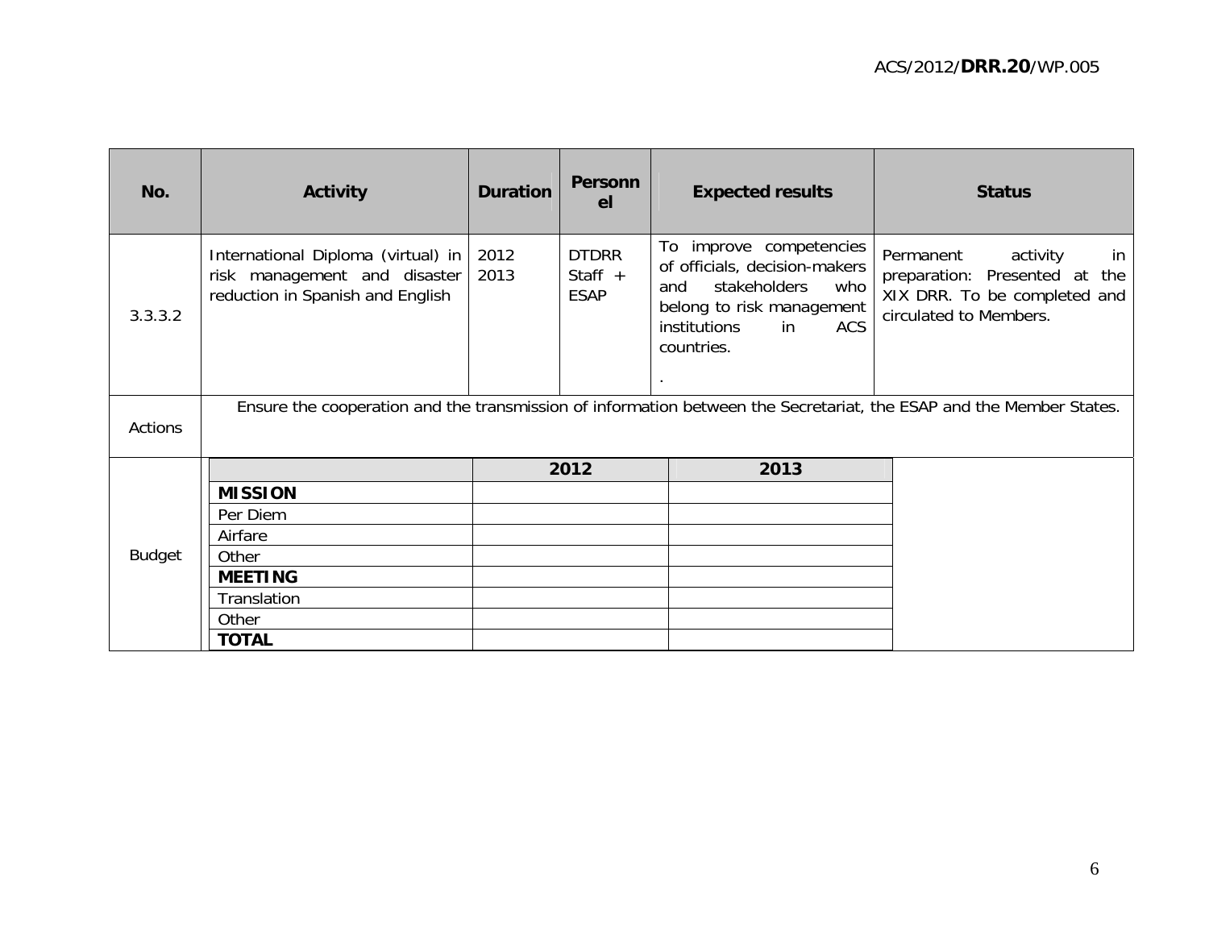| No. | Activity | Duration | Personnel | Expected results | Status |
|---|---|---|---|---|---|
| 3.3.3.2 | International Diploma (virtual) in risk management and disaster reduction in Spanish and English | 2012 2013 | DTDRR Staff + ESAP | To improve competencies of officials, decision-makers and stakeholders who belong to risk management institutions in ACS countries.<br><br>. | Permanent activity in preparation: Presented at the XIX DRR. To be completed and circulated to Members. |
| Actions | Ensure the cooperation and the transmission of information between the Secretariat, the ESAP and the Member States. | | | | |

**Budget**

| | 2012 | 2013 |
|---|---|---|
| **MISSION** | | |
| Per Diem | | |
| Airfare | | |
| Other | | |
| **MEETING** | | |
| Translation | | |
| Other | | |
| **TOTAL** | | |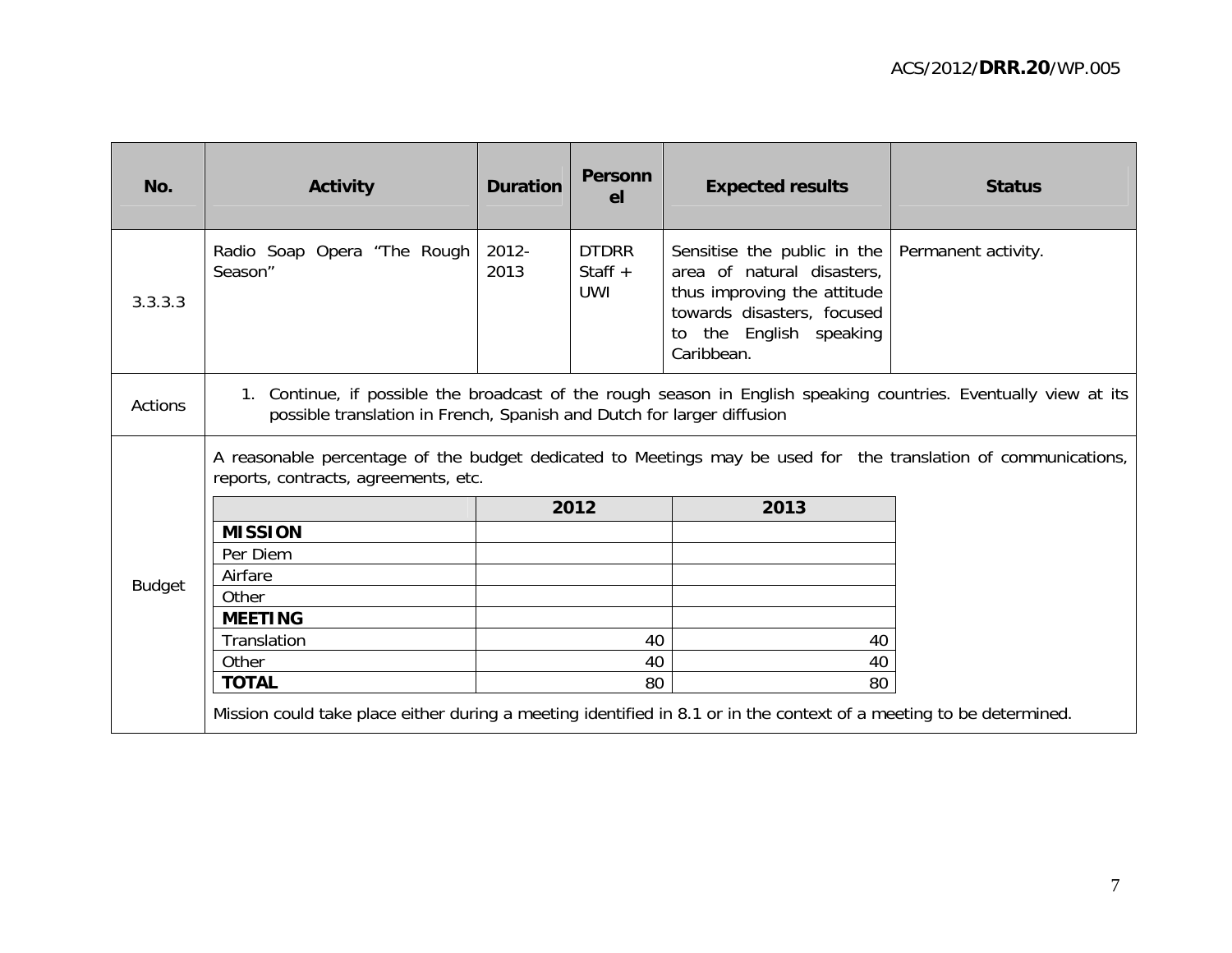| No. | Activity | Duration | Personnel | Expected results | Status |
|---|---|---|---|---|---|
| 3.3.3.3 | Radio Soap Opera "The Rough Season" | 2012-2013 | DTDRR Staff + UWI | Sensitise the public in the area of natural disasters, thus improving the attitude towards disasters, focused to the English speaking Caribbean. | Permanent activity. |
| Actions | 1. Continue, if possible the broadcast of the rough season in English speaking countries. Eventually view at its possible translation in French, Spanish and Dutch for larger diffusion | | | | |
| Budget | A reasonable percentage of the budget dedicated to Meetings may be used for the translation of communications, reports, contracts, agreements, etc. | | | | |

| | 2012 | 2013 |
|---|---|---|
| **MISSION** | | |
| Per Diem | | |
| Airfare | | |
| Other | | |
| **MEETING** | | |
| Translation | 40 | 40 |
| Other | 40 | 40 |
| **TOTAL** | 80 | 80 |

Mission could take place either during a meeting identified in 8.1 or in the context of a meeting to be determined.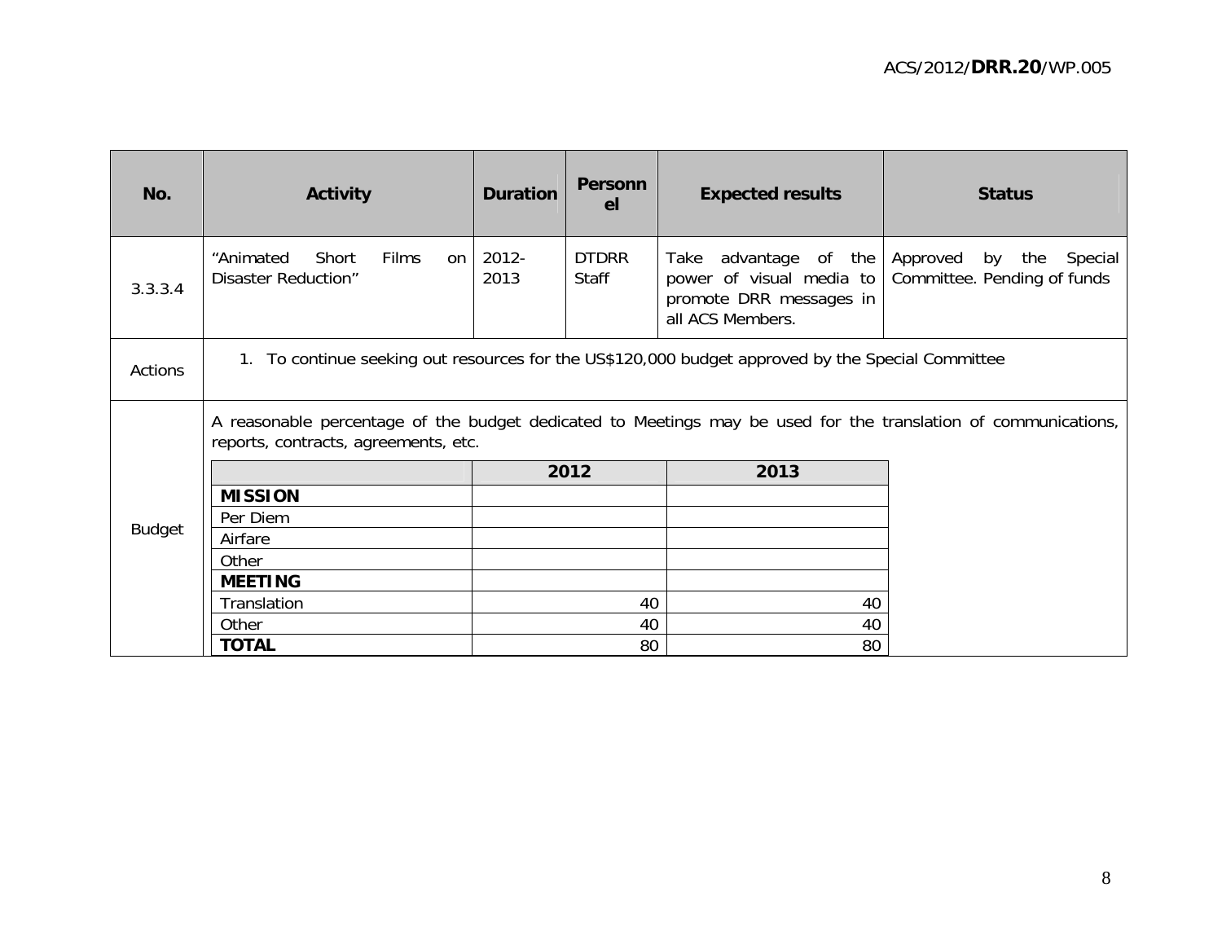| No. | Activity | Duration | Personnel | Expected results | Status |
|---|---|---|---|---|---|
| 3.3.3.4 | "Animated Short Films on Disaster Reduction" | 2012-2013 | DTDRR Staff | Take advantage of the power of visual media to promote DRR messages in all ACS Members. | Approved by the Special Committee. Pending of funds |
| Actions | 1. To continue seeking out resources for the US$120,000 budget approved by the Special Committee | | | | |
| Budget | A reasonable percentage of the budget dedicated to Meetings may be used for the translation of communications, reports, contracts, agreements, etc. | | | | |

| | 2012 | 2013 |
|---|---|---|
| **MISSION** | | |
| Per Diem | | |
| Airfare | | |
| Other | | |
| **MEETING** | | |
| Translation | 40 | 40 |
| Other | 40 | 40 |
| **TOTAL** | 80 | 80 |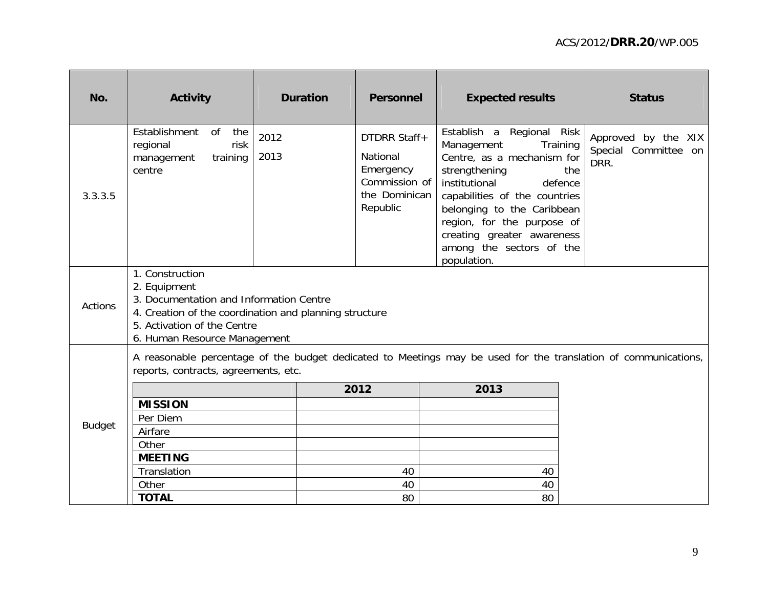| No. | Activity | Duration | Personnel | Expected results | Status |
|---|---|---|---|---|---|
| 3.3.3.5 | Establishment of the regional risk management training centre | 2012<br>2013 | DTDRR Staff+<br>National Emergency Commission of the Dominican Republic | Establish a Regional Risk Management Training Centre, as a mechanism for strengthening the institutional defence capabilities of the countries belonging to the Caribbean region, for the purpose of creating greater awareness among the sectors of the population. | Approved by the XIX Special Committee on DRR. |
| Actions | 1. Construction<br>2. Equipment<br>3. Documentation and Information Centre<br>4. Creation of the coordination and planning structure<br>5. Activation of the Centre<br>6. Human Resource Management | | | | |
| Budget | A reasonable percentage of the budget dedicated to Meetings may be used for the translation of communications, reports, contracts, agreements, etc. | | | | |

| | 2012 | 2013 |
|---|---|---|
| **MISSION** | | |
| Per Diem | | |
| Airfare | | |
| Other | | |
| **MEETING** | | |
| Translation | 40 | 40 |
| Other | 40 | 40 |
| **TOTAL** | 80 | 80 |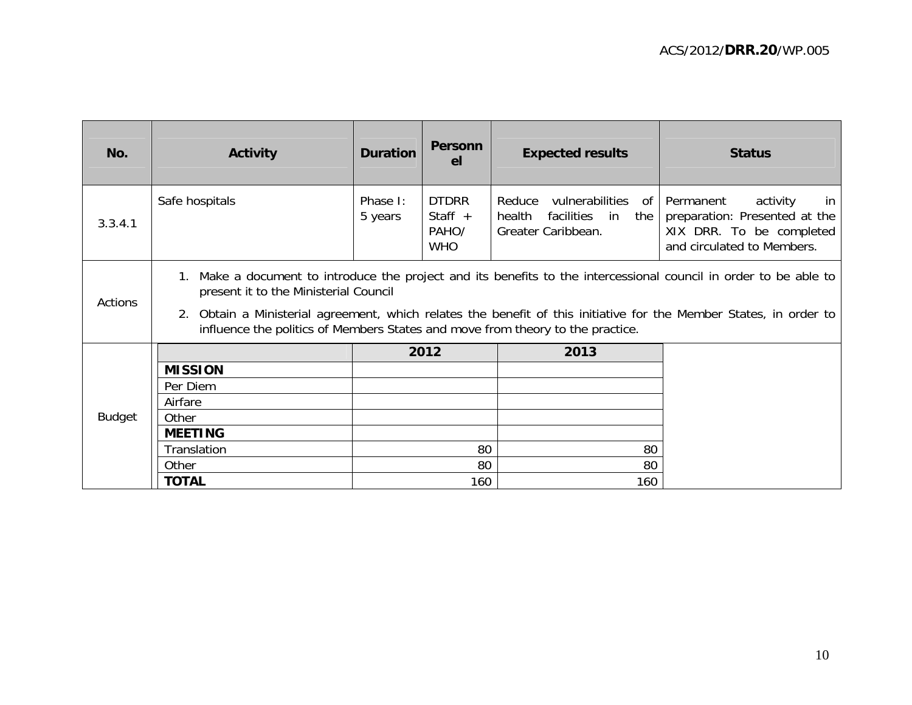| No. | Activity | Duration | Personnel | Expected results | Status |
|---|---|---|---|---|---|
| 3.3.4.1 | Safe hospitals | Phase I: 5 years | DTDRR Staff + PAHO/ WHO | Reduce vulnerabilities of health facilities in the Greater Caribbean. | Permanent activity in preparation: Presented at the XIX DRR. To be completed and circulated to Members. |
| Actions | 1. Make a document to introduce the project and its benefits to the intercessional council in order to be able to present it to the Ministerial Council<br>2. Obtain a Ministerial agreement, which relates the benefit of this initiative for the Member States, in order to influence the politics of Members States and move from theory to the practice. | | | | |

**Budget**

| | 2012 | 2013 |
|---|---|---|
| **MISSION** | | |
| Per Diem | | |
| Airfare | | |
| Other | | |
| **MEETING** | | |
| Translation | 80 | 80 |
| Other | 80 | 80 |
| **TOTAL** | 160 | 160 |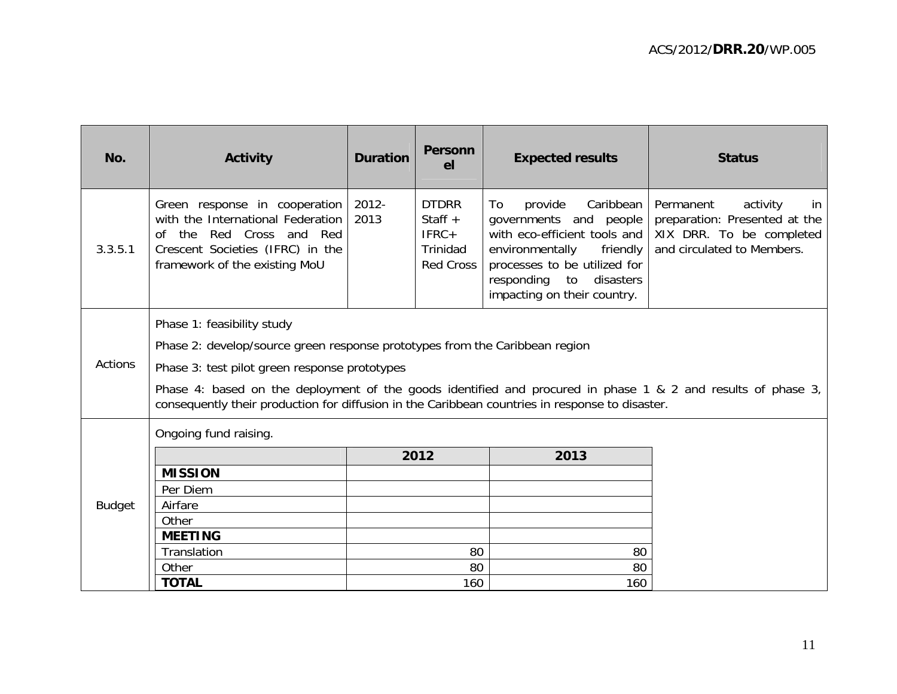| No. | Activity | Duration | Personnel | Expected results | Status |
| --- | --- | --- | --- | --- | --- |
| 3.3.5.1 | Green response in cooperation with the International Federation of the Red Cross and Red Crescent Societies (IFRC) in the framework of the existing MoU | 2012-2013 | DTDRR Staff + IFRC+ Trinidad Red Cross | To provide Caribbean governments and people with eco-efficient tools and environmentally friendly processes to be utilized for responding to disasters impacting on their country. | Permanent activity in preparation: Presented at the XIX DRR. To be completed and circulated to Members. |

**Actions**

Phase 1: feasibility study

Phase 2: develop/source green response prototypes from the Caribbean region

Phase 3: test pilot green response prototypes

Phase 4: based on the deployment of the goods identified and procured in phase 1 & 2 and results of phase 3, consequently their production for diffusion in the Caribbean countries in response to disaster.

**Budget**

Ongoing fund raising.

| | 2012 | 2013 |
| --- | --- | --- |
| **MISSION** | | |
| Per Diem | | |
| Airfare | | |
| Other | | |
| **MEETING** | | |
| Translation | 80 | 80 |
| Other | 80 | 80 |
| **TOTAL** | 160 | 160 |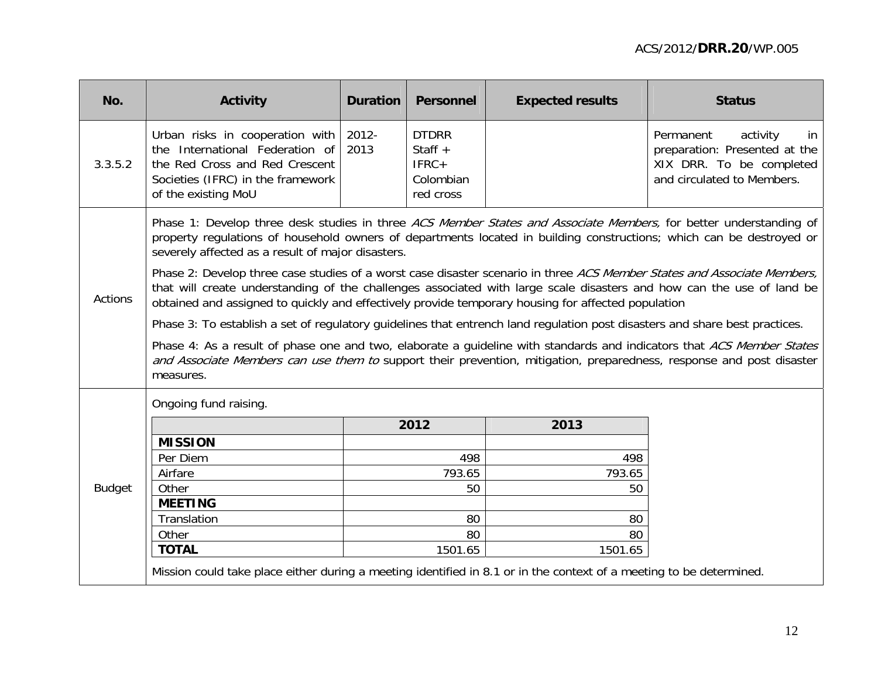| No. | Activity | Duration | Personnel | Expected results | Status |
|---|---|---|---|---|---|
| 3.3.5.2 | Urban risks in cooperation with the International Federation of the Red Cross and Red Crescent Societies (IFRC) in the framework of the existing MoU | 2012-2013 | DTDRR Staff + IFRC+ Colombian red cross | | Permanent activity in preparation: Presented at the XIX DRR. To be completed and circulated to Members. |
| Actions | Phase 1: Develop three desk studies in three *ACS Member States and Associate Members,* for better understanding of property regulations of household owners of departments located in building constructions; which can be destroyed or severely affected as a result of major disasters.<br><br>Phase 2: Develop three case studies of a worst case disaster scenario in three *ACS Member States and Associate Members,* that will create understanding of the challenges associated with large scale disasters and how can the use of land be obtained and assigned to quickly and effectively provide temporary housing for affected population<br><br>Phase 3: To establish a set of regulatory guidelines that entrench land regulation post disasters and share best practices.<br><br>Phase 4: As a result of phase one and two, elaborate a guideline with standards and indicators that *ACS Member States and Associate Members can use them to* support their prevention, mitigation, preparedness, response and post disaster measures. | | | | |
| Budget | Ongoing fund raising. | | | | |

| | 2012 | 2013 |
|---|---|---|
| **MISSION** | | |
| Per Diem | 498 | 498 |
| Airfare | 793.65 | 793.65 |
| Other | 50 | 50 |
| **MEETING** | | |
| Translation | 80 | 80 |
| Other | 80 | 80 |
| **TOTAL** | 1501.65 | 1501.65 |

Mission could take place either during a meeting identified in 8.1 or in the context of a meeting to be determined.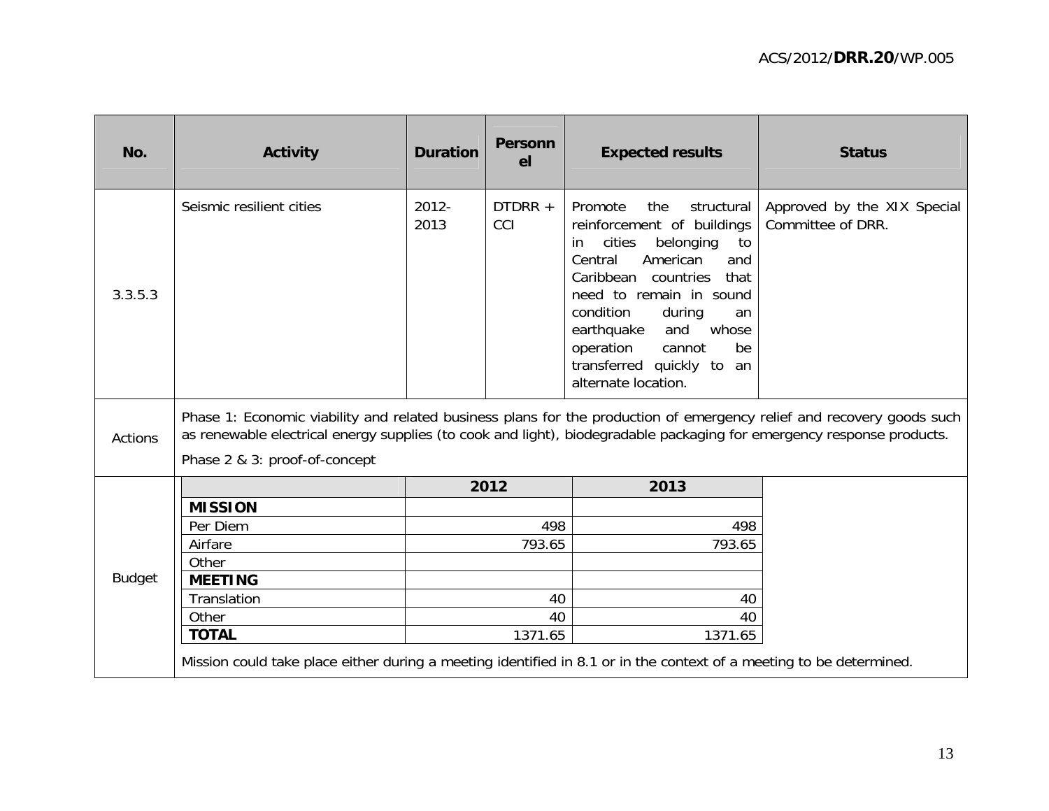| No. | Activity | Duration | Personnel | Expected results | Status |
| --- | --- | --- | --- | --- | --- |
| 3.3.5.3 | Seismic resilient cities | 2012-2013 | DTDRR + CCI | Promote the structural reinforcement of buildings in cities belonging to Central American and Caribbean countries that need to remain in sound condition during an earthquake and whose operation cannot be transferred quickly to an alternate location. | Approved by the XIX Special Committee of DRR. |
| Actions | Phase 1: Economic viability and related business plans for the production of emergency relief and recovery goods such as renewable electrical energy supplies (to cook and light), biodegradable packaging for emergency response products.<br>Phase 2 & 3: proof-of-concept | | | | |
| Budget | | | | | |

| | 2012 | 2013 |
| --- | --- | --- |
| **MISSION** | | |
| Per Diem | 498 | 498 |
| Airfare | 793.65 | 793.65 |
| Other | | |
| **MEETING** | | |
| Translation | 40 | 40 |
| Other | 40 | 40 |
| **TOTAL** | 1371.65 | 1371.65 |

Mission could take place either during a meeting identified in 8.1 or in the context of a meeting to be determined.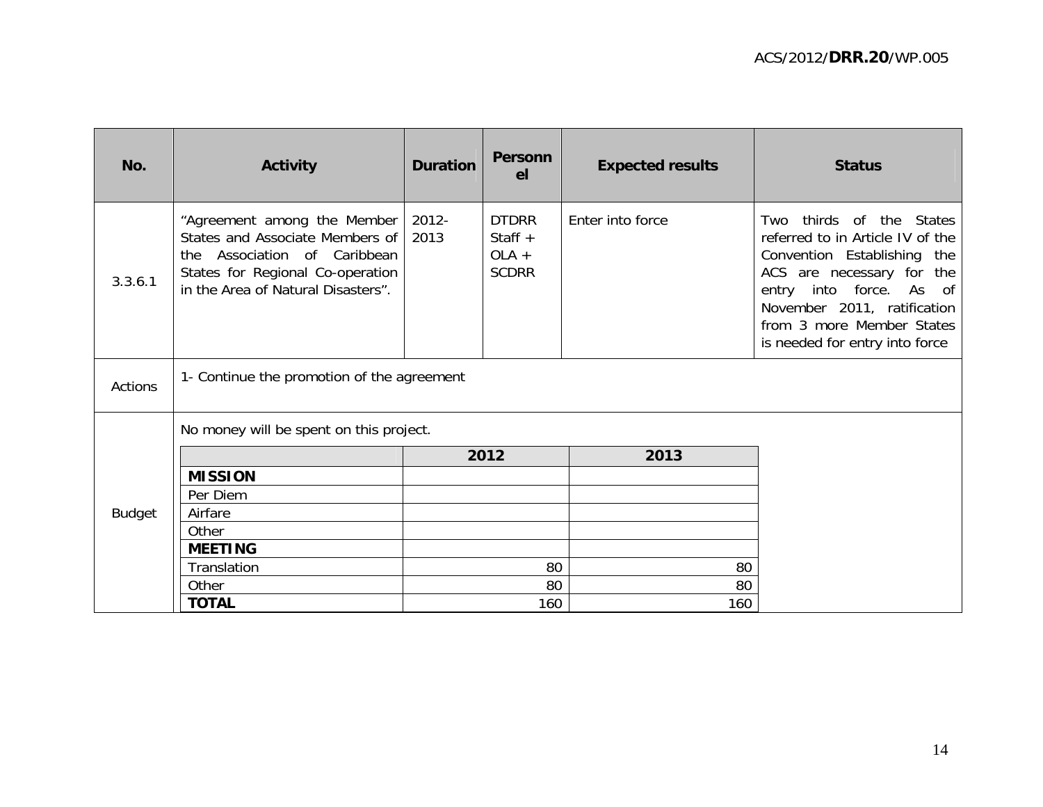| No. | Activity | Duration | Personnel | Expected results | Status |
|---|---|---|---|---|---|
| 3.3.6.1 | "Agreement among the Member States and Associate Members of the Association of Caribbean States for Regional Co-operation in the Area of Natural Disasters". | 2012-2013 | DTDRR Staff + OLA + SCDRR | Enter into force | Two thirds of the States referred to in Article IV of the Convention Establishing the ACS are necessary for the entry into force. As of November 2011, ratification from 3 more Member States is needed for entry into force |
| Actions | 1- Continue the promotion of the agreement | | | | |
| Budget | No money will be spent on this project. | | | | |

| | 2012 | 2013 |
|---|---|---|
| **MISSION** | | |
| Per Diem | | |
| Airfare | | |
| Other | | |
| **MEETING** | | |
| Translation | 80 | 80 |
| Other | 80 | 80 |
| **TOTAL** | 160 | 160 |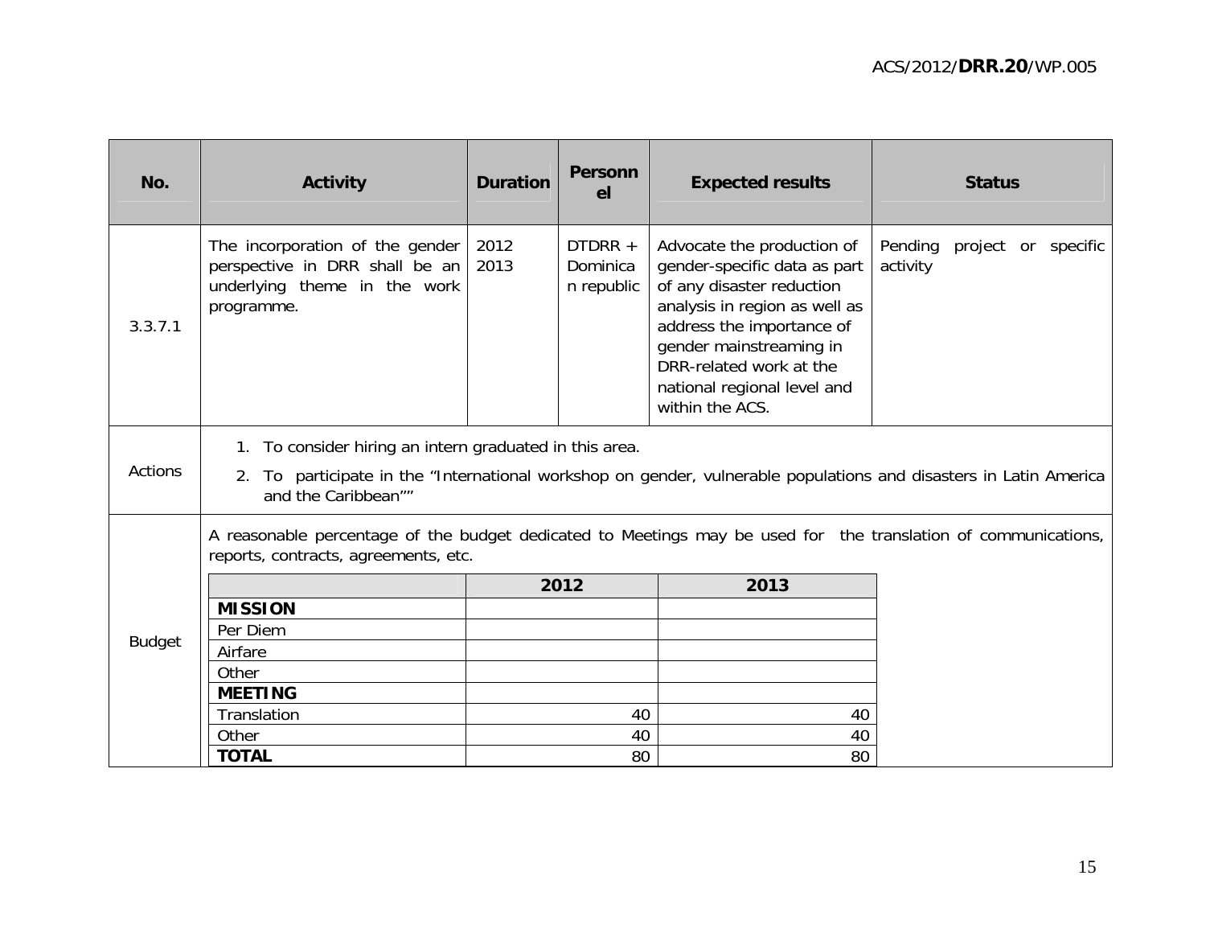| No. | Activity | Duration | Personnel | Expected results | Status |
|---|---|---|---|---|---|
| 3.3.7.1 | The incorporation of the gender perspective in DRR shall be an underlying theme in the work programme. | 2012 2013 | DTDRR + Dominican republic | Advocate the production of gender-specific data as part of any disaster reduction analysis in region as well as address the importance of gender mainstreaming in DRR-related work at the national regional level and within the ACS. | Pending project or specific activity |

**Actions**

1. To consider hiring an intern graduated in this area.
2. To participate in the "International workshop on gender, vulnerable populations and disasters in Latin America and the Caribbean""

**Budget**

A reasonable percentage of the budget dedicated to Meetings may be used for the translation of communications, reports, contracts, agreements, etc.

| | 2012 | 2013 |
|---|---|---|
| **MISSION** | | |
| Per Diem | | |
| Airfare | | |
| Other | | |
| **MEETING** | | |
| Translation | 40 | 40 |
| Other | 40 | 40 |
| **TOTAL** | 80 | 80 |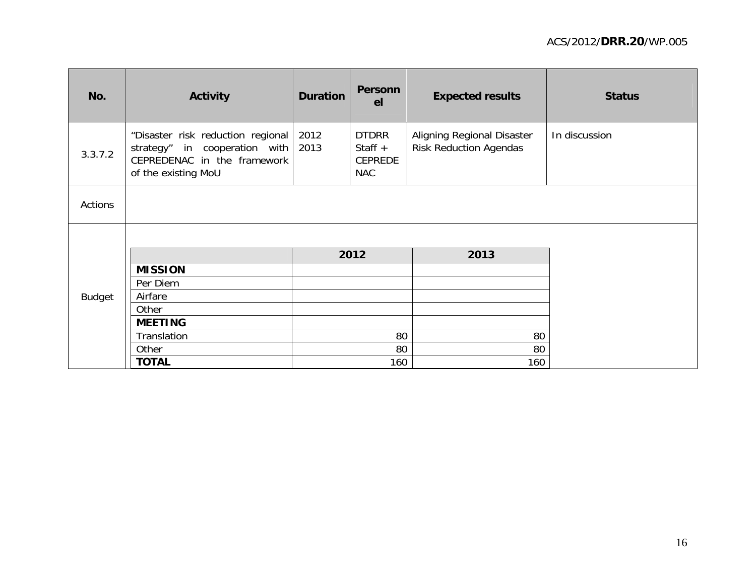| No. | Activity | Duration | Personnel | Expected results | Status |
|---|---|---|---|---|---|
| 3.3.7.2 | "Disaster risk reduction regional strategy" in cooperation with CEPREDENAC in the framework of the existing MoU | 2012 2013 | DTDRR Staff + CEPREDENAC | Aligning Regional Disaster Risk Reduction Agendas | In discussion |
| Actions | | | | | |
| Budget | | | | | |

| | 2012 | 2013 |
|---|---|---|
| **MISSION** | | |
| Per Diem | | |
| Airfare | | |
| Other | | |
| **MEETING** | | |
| Translation | 80 | 80 |
| Other | 80 | 80 |
| **TOTAL** | 160 | 160 |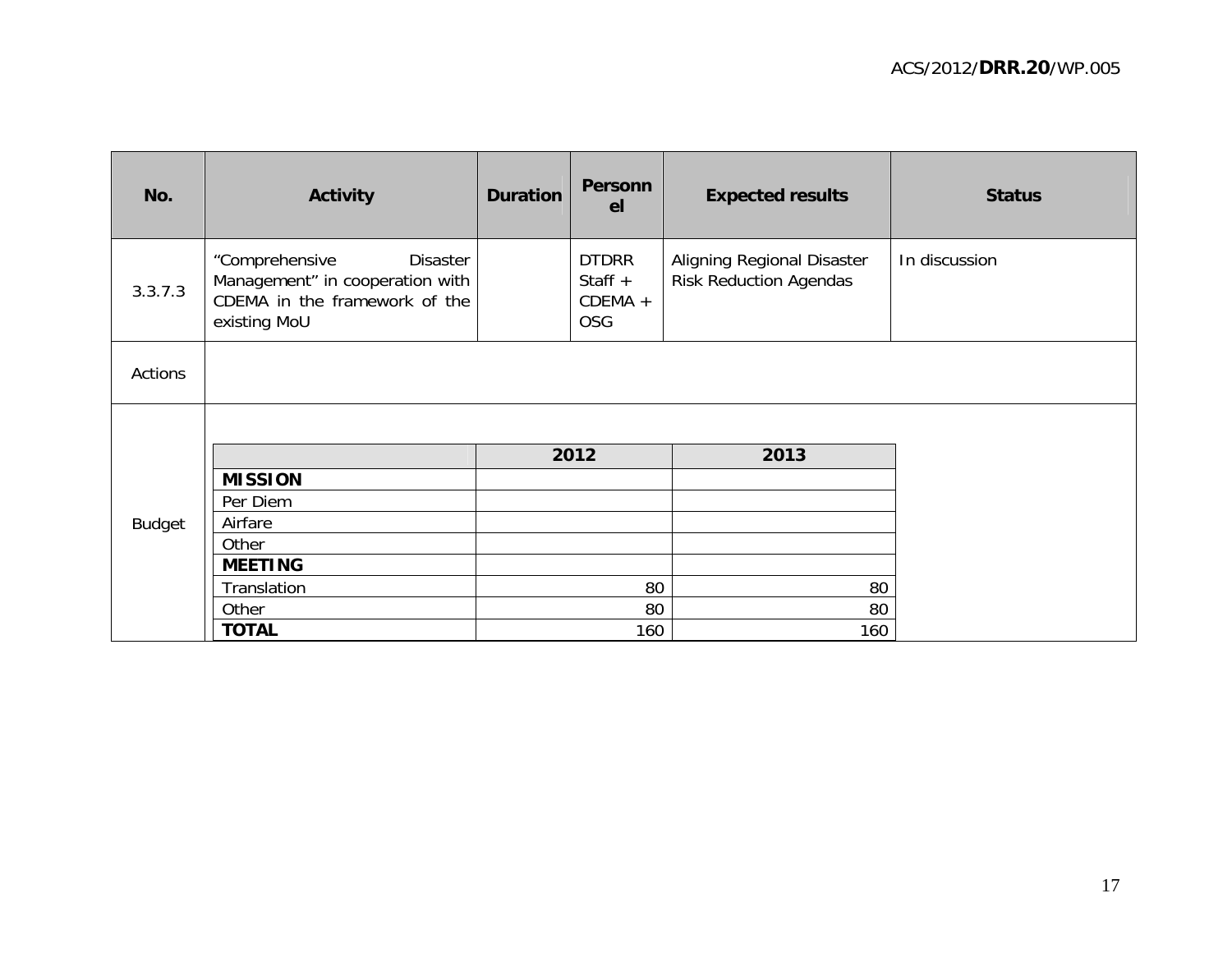| No. | Activity | Duration | Personnel | Expected results | Status |
|---|---|---|---|---|---|
| 3.3.7.3 | "Comprehensive Disaster Management" in cooperation with CDEMA in the framework of the existing MoU | | DTDRR Staff + CDEMA + OSG | Aligning Regional Disaster Risk Reduction Agendas | In discussion |
| Actions | | | | | |
| Budget | | | | | |

| | 2012 | 2013 |
|---|---|---|
| **MISSION** | | |
| Per Diem | | |
| Airfare | | |
| Other | | |
| **MEETING** | | |
| Translation | 80 | 80 |
| Other | 80 | 80 |
| **TOTAL** | 160 | 160 |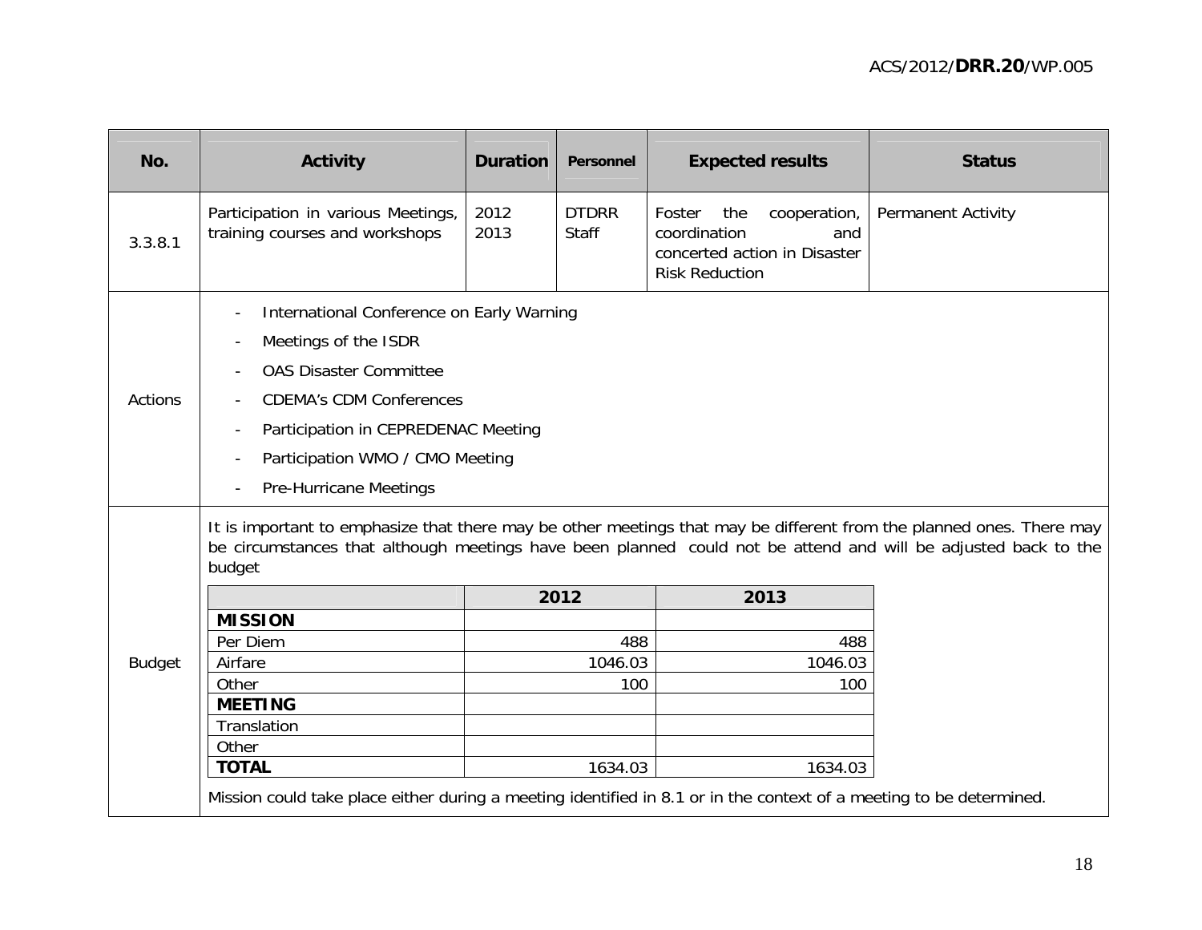| No. | Activity | Duration | Personnel | Expected results | Status |
|---|---|---|---|---|---|
| 3.3.8.1 | Participation in various Meetings, training courses and workshops | 2012 2013 | DTDRR Staff | Foster the cooperation, coordination and concerted action in Disaster Risk Reduction | Permanent Activity |
| Actions | - International Conference on Early Warning<br>- Meetings of the ISDR<br>- OAS Disaster Committee<br>- CDEMA's CDM Conferences<br>- Participation in CEPREDENAC Meeting<br>- Participation WMO / CMO Meeting<br>- Pre-Hurricane Meetings | | | | |
| Budget | It is important to emphasize that there may be other meetings that may be different from the planned ones. There may be circumstances that although meetings have been planned could not be attend and will be adjusted back to the budget | | | | |

| | 2012 | 2013 |
|---|---|---|
| **MISSION** | | |
| Per Diem | 488 | 488 |
| Airfare | 1046.03 | 1046.03 |
| Other | 100 | 100 |
| **MEETING** | | |
| Translation | | |
| Other | | |
| **TOTAL** | 1634.03 | 1634.03 |

Mission could take place either during a meeting identified in 8.1 or in the context of a meeting to be determined.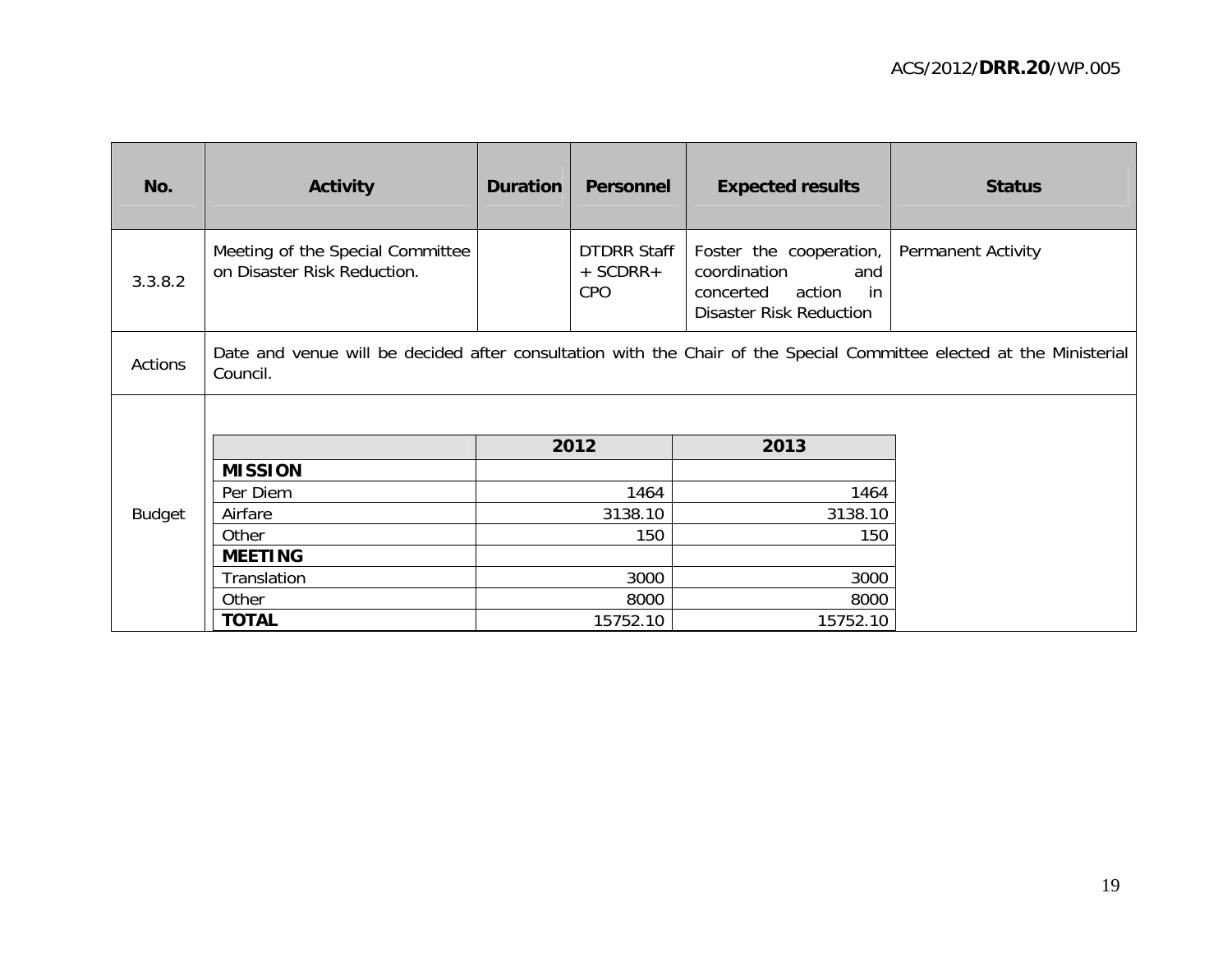| No. | Activity | Duration | Personnel | Expected results | Status |
|---|---|---|---|---|---|
| 3.3.8.2 | Meeting of the Special Committee on Disaster Risk Reduction. | | DTDRR Staff + SCDRR+ CPO | Foster the cooperation, coordination and concerted action in Disaster Risk Reduction | Permanent Activity |
| Actions | Date and venue will be decided after consultation with the Chair of the Special Committee elected at the Ministerial Council. | | | | |
| Budget | | | | | |

| | 2012 | 2013 |
|---|---|---|
| **MISSION** | | |
| Per Diem | 1464 | 1464 |
| Airfare | 3138.10 | 3138.10 |
| Other | 150 | 150 |
| **MEETING** | | |
| Translation | 3000 | 3000 |
| Other | 8000 | 8000 |
| **TOTAL** | 15752.10 | 15752.10 |